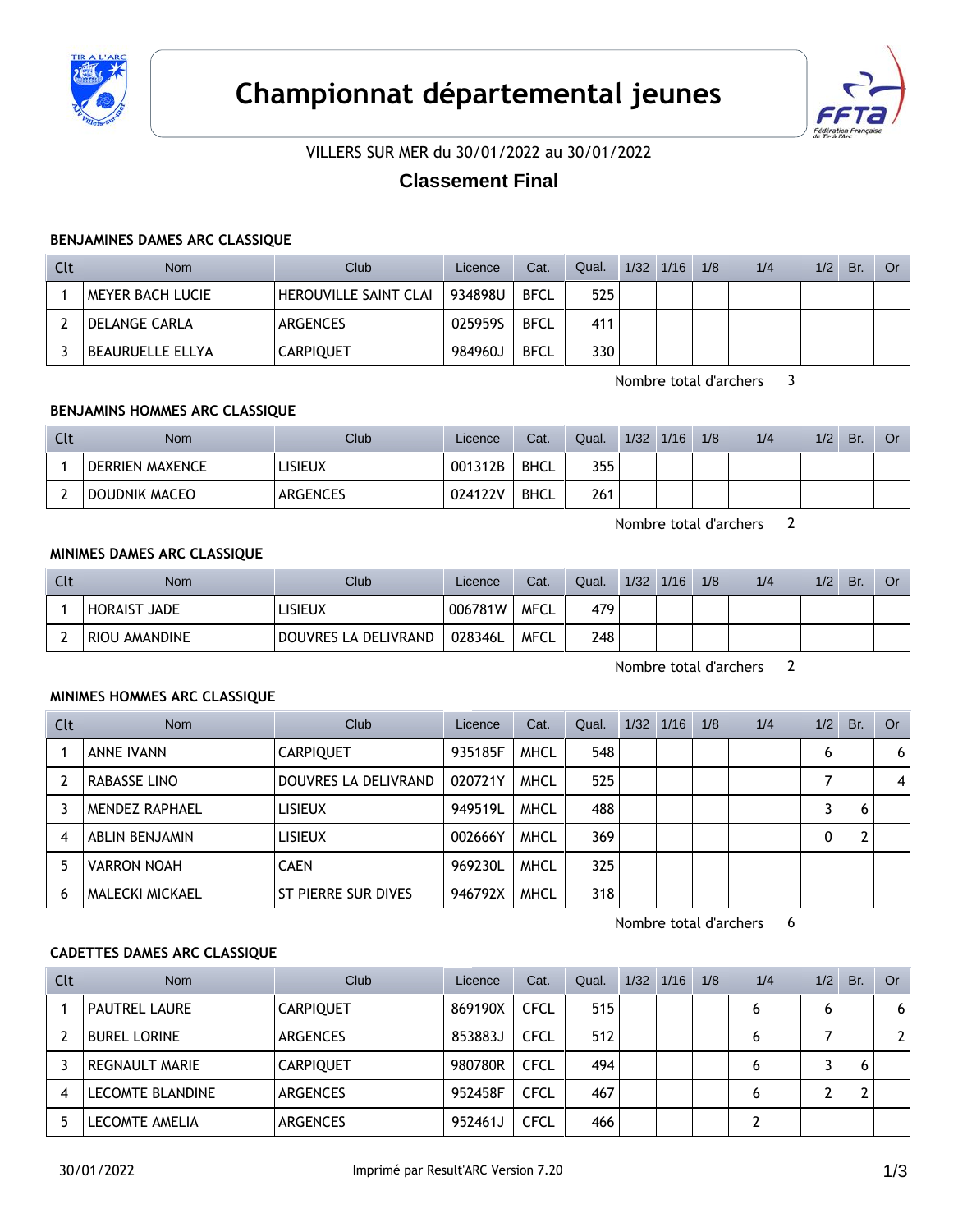# Championnat départemental jeunes

VILLERS SUR MER du 30/01/2022 au 30/01/2022

## Classement Final

### BENJAMINES DAMES ARC CLASSIQUE

| Clt | Nom | Club | Licence | Cat. | Qual. | 1/32 | 1/16 | 1/8 | 1/4 | 1/2 | Br. | Or |
|---|---|---|---|---|---|---|---|---|---|---|---|---|
| 1 | MEYER BACH LUCIE | HEROUVILLE SAINT CLAI | 934898U | BFCL | 525 | | | | | | | |
| 2 | DELANGE CARLA | ARGENCES | 025959S | BFCL | 411 | | | | | | | |
| 3 | BEAURUELLE ELLYA | CARPIQUET | 984960J | BFCL | 330 | | | | | | | |

Nombre total d'archers 3

### BENJAMINS HOMMES ARC CLASSIQUE

| Clt | Nom | Club | Licence | Cat. | Qual. | 1/32 | 1/16 | 1/8 | 1/4 | 1/2 | Br. | Or |
|---|---|---|---|---|---|---|---|---|---|---|---|---|
| 1 | DERRIEN MAXENCE | LISIEUX | 001312B | BHCL | 355 | | | | | | | |
| 2 | DOUDNIK MACEO | ARGENCES | 024122V | BHCL | 261 | | | | | | | |

Nombre total d'archers 2

### MINIMES DAMES ARC CLASSIQUE

| Clt | Nom | Club | Licence | Cat. | Qual. | 1/32 | 1/16 | 1/8 | 1/4 | 1/2 | Br. | Or |
|---|---|---|---|---|---|---|---|---|---|---|---|---|
| 1 | HORAIST JADE | LISIEUX | 006781W | MFCL | 479 | | | | | | | |
| 2 | RIOU AMANDINE | DOUVRES LA DELIVRAND | 028346L | MFCL | 248 | | | | | | | |

Nombre total d'archers 2

### MINIMES HOMMES ARC CLASSIQUE

| Clt | Nom | Club | Licence | Cat. | Qual. | 1/32 | 1/16 | 1/8 | 1/4 | 1/2 | Br. | Or |
|---|---|---|---|---|---|---|---|---|---|---|---|---|
| 1 | ANNE IVANN | CARPIQUET | 935185F | MHCL | 548 | | | | | 6 | | 6 |
| 2 | RABASSE LINO | DOUVRES LA DELIVRAND | 020721Y | MHCL | 525 | | | | | 7 | | 4 |
| 3 | MENDEZ RAPHAEL | LISIEUX | 949519L | MHCL | 488 | | | | | 3 | 6 | |
| 4 | ABLIN BENJAMIN | LISIEUX | 002666Y | MHCL | 369 | | | | | 0 | 2 | |
| 5 | VARRON NOAH | CAEN | 969230L | MHCL | 325 | | | | | | | |
| 6 | MALECKI MICKAEL | ST PIERRE SUR DIVES | 946792X | MHCL | 318 | | | | | | | |

Nombre total d'archers 6

### CADETTES DAMES ARC CLASSIQUE

| Clt | Nom | Club | Licence | Cat. | Qual. | 1/32 | 1/16 | 1/8 | 1/4 | 1/2 | Br. | Or |
|---|---|---|---|---|---|---|---|---|---|---|---|---|
| 1 | PAUTREL LAURE | CARPIQUET | 869190X | CFCL | 515 | | | | 6 | 6 | | 6 |
| 2 | BUREL LORINE | ARGENCES | 853883J | CFCL | 512 | | | | 6 | 7 | | 2 |
| 3 | REGNAULT MARIE | CARPIQUET | 980780R | CFCL | 494 | | | | 6 | 3 | 6 | |
| 4 | LECOMTE BLANDINE | ARGENCES | 952458F | CFCL | 467 | | | | 6 | 2 | 2 | |
| 5 | LECOMTE AMELIA | ARGENCES | 952461J | CFCL | 466 | | | | 2 | | | |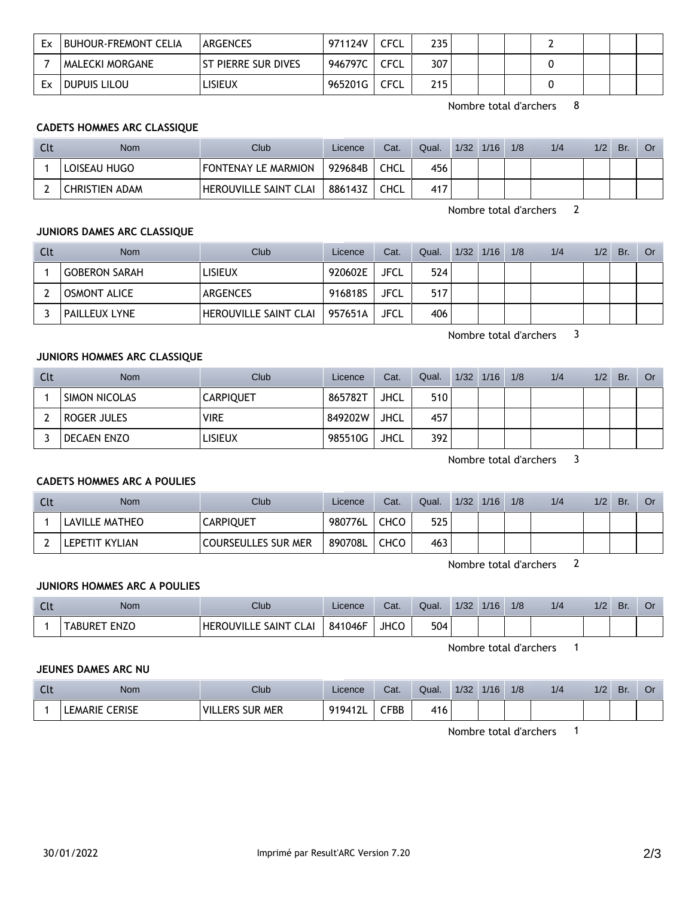| Clt | Nom | Club | Licence | Cat. | Qual. | 1/32 | 1/16 | 1/8 | 1/4 | 1/2 | Br. | Or |
|---|---|---|---|---|---|---|---|---|---|---|---|---|
| Ex | BUHOUR-FREMONT CELIA | ARGENCES | 971124V | CFCL | 235 | | | | 2 | | | |
| 7 | MALECKI MORGANE | ST PIERRE SUR DIVES | 946797C | CFCL | 307 | | | | 0 | | | |
| Ex | DUPUIS LILOU | LISIEUX | 965201G | CFCL | 215 | | | | 0 | | | |

Nombre total d'archers 8

### CADETS HOMMES ARC CLASSIQUE

| Clt | Nom | Club | Licence | Cat. | Qual. | 1/32 | 1/16 | 1/8 | 1/4 | 1/2 | Br. | Or |
|---|---|---|---|---|---|---|---|---|---|---|---|---|
| 1 | LOISEAU HUGO | FONTENAY LE MARMION | 929684B | CHCL | 456 | | | | | | | |
| 2 | CHRISTIEN ADAM | HEROUVILLE SAINT CLAI | 886143Z | CHCL | 417 | | | | | | | |

Nombre total d'archers 2

### JUNIORS DAMES ARC CLASSIQUE

| Clt | Nom | Club | Licence | Cat. | Qual. | 1/32 | 1/16 | 1/8 | 1/4 | 1/2 | Br. | Or |
|---|---|---|---|---|---|---|---|---|---|---|---|---|
| 1 | GOBERON SARAH | LISIEUX | 920602E | JFCL | 524 | | | | | | | |
| 2 | OSMONT ALICE | ARGENCES | 916818S | JFCL | 517 | | | | | | | |
| 3 | PAILLEUX LYNE | HEROUVILLE SAINT CLAI | 957651A | JFCL | 406 | | | | | | | |

Nombre total d'archers 3

### JUNIORS HOMMES ARC CLASSIQUE

| Clt | Nom | Club | Licence | Cat. | Qual. | 1/32 | 1/16 | 1/8 | 1/4 | 1/2 | Br. | Or |
|---|---|---|---|---|---|---|---|---|---|---|---|---|
| 1 | SIMON NICOLAS | CARPIQUET | 865782T | JHCL | 510 | | | | | | | |
| 2 | ROGER JULES | VIRE | 849202W | JHCL | 457 | | | | | | | |
| 3 | DECAEN ENZO | LISIEUX | 985510G | JHCL | 392 | | | | | | | |

Nombre total d'archers 3

### CADETS HOMMES ARC A POULIES

| Clt | Nom | Club | Licence | Cat. | Qual. | 1/32 | 1/16 | 1/8 | 1/4 | 1/2 | Br. | Or |
|---|---|---|---|---|---|---|---|---|---|---|---|---|
| 1 | LAVILLE MATHEO | CARPIQUET | 980776L | CHCO | 525 | | | | | | | |
| 2 | LEPETIT KYLIAN | COURSEULLES SUR MER | 890708L | CHCO | 463 | | | | | | | |

Nombre total d'archers 2

### JUNIORS HOMMES ARC A POULIES

| Clt | Nom | Club | Licence | Cat. | Qual. | 1/32 | 1/16 | 1/8 | 1/4 | 1/2 | Br. | Or |
|---|---|---|---|---|---|---|---|---|---|---|---|---|
| 1 | TABURET ENZO | HEROUVILLE SAINT CLAI | 841046F | JHCO | 504 | | | | | | | |

Nombre total d'archers 1

### JEUNES DAMES ARC NU

| Clt | Nom | Club | Licence | Cat. | Qual. | 1/32 | 1/16 | 1/8 | 1/4 | 1/2 | Br. | Or |
|---|---|---|---|---|---|---|---|---|---|---|---|---|
| 1 | LEMARIE CERISE | VILLERS SUR MER | 919412L | CFBB | 416 | | | | | | | |

Nombre total d'archers 1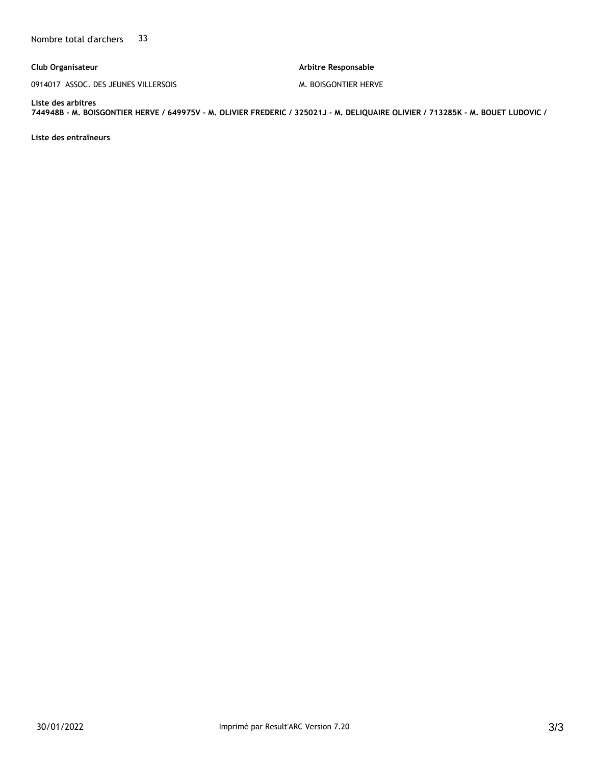Nombre total d'archers 33

**Club Organisateur**

0914017 ASSOC. DES JEUNES VILLERSOIS

**Arbitre Responsable**

M. BOISGONTIER HERVE

**Liste des arbitres**

**744948B - M. BOISGONTIER HERVE / 649975V - M. OLIVIER FREDERIC / 325021J - M. DELIQUAIRE OLIVIER / 713285K - M. BOUET LUDOVIC /**

**Liste des entraîneurs**

30/01/2022 Imprimé par Result'ARC Version 7.20